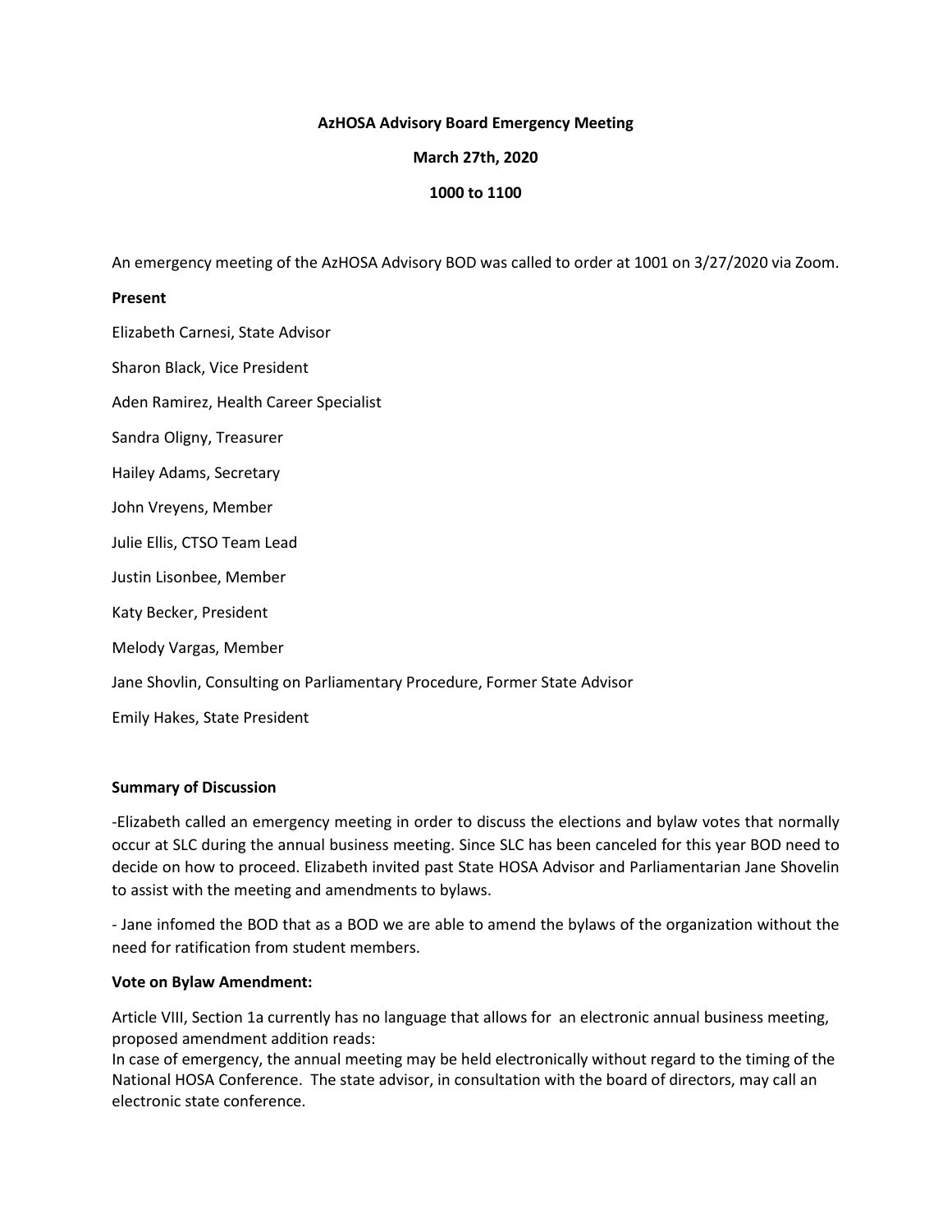**AzHOSA Advisory Board Emergency Meeting**

**March 27th, 2020**

**1000 to 1100**

An emergency meeting of the AzHOSA Advisory BOD was called to order at 1001 on 3/27/2020 via Zoom.

**Present**

Elizabeth Carnesi, State Advisor

Sharon Black, Vice President

Aden Ramirez, Health Career Specialist

Sandra Oligny, Treasurer

Hailey Adams, Secretary

John Vreyens, Member

Julie Ellis, CTSO Team Lead

Justin Lisonbee, Member

Katy Becker, President

Melody Vargas, Member

Jane Shovlin, Consulting on Parliamentary Procedure, Former State Advisor

Emily Hakes, State President

**Summary of Discussion**

-Elizabeth called an emergency meeting in order to discuss the elections and bylaw votes that normally occur at SLC during the annual business meeting. Since SLC has been canceled for this year BOD need to decide on how to proceed. Elizabeth invited past State HOSA Advisor and Parliamentarian Jane Shovelin to assist with the meeting and amendments to bylaws.

- Jane infomed the BOD that as a BOD we are able to amend the bylaws of the organization without the need for ratification from student members.

**Vote on Bylaw Amendment:**

Article VIII, Section 1a currently has no language that allows for an electronic annual business meeting, proposed amendment addition reads:
In case of emergency, the annual meeting may be held electronically without regard to the timing of the National HOSA Conference. The state advisor, in consultation with the board of directors, may call an electronic state conference.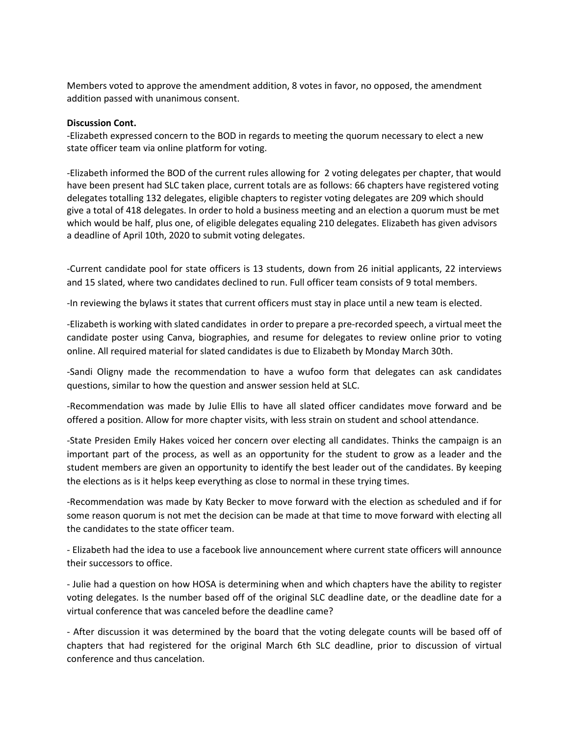Members voted to approve the amendment addition, 8 votes in favor, no opposed, the amendment addition passed with unanimous consent.

**Discussion Cont.**

-Elizabeth expressed concern to the BOD in regards to meeting the quorum necessary to elect a new state officer team via online platform for voting.

-Elizabeth informed the BOD of the current rules allowing for 2 voting delegates per chapter, that would have been present had SLC taken place, current totals are as follows: 66 chapters have registered voting delegates totalling 132 delegates, eligible chapters to register voting delegates are 209 which should give a total of 418 delegates. In order to hold a business meeting and an election a quorum must be met which would be half, plus one, of eligible delegates equaling 210 delegates. Elizabeth has given advisors a deadline of April 10th, 2020 to submit voting delegates.

-Current candidate pool for state officers is 13 students, down from 26 initial applicants, 22 interviews and 15 slated, where two candidates declined to run. Full officer team consists of 9 total members.

-In reviewing the bylaws it states that current officers must stay in place until a new team is elected.

-Elizabeth is working with slated candidates in order to prepare a pre-recorded speech, a virtual meet the candidate poster using Canva, biographies, and resume for delegates to review online prior to voting online. All required material for slated candidates is due to Elizabeth by Monday March 30th.

-Sandi Oligny made the recommendation to have a wufoo form that delegates can ask candidates questions, similar to how the question and answer session held at SLC.

-Recommendation was made by Julie Ellis to have all slated officer candidates move forward and be offered a position. Allow for more chapter visits, with less strain on student and school attendance.

-State Presiden Emily Hakes voiced her concern over electing all candidates. Thinks the campaign is an important part of the process, as well as an opportunity for the student to grow as a leader and the student members are given an opportunity to identify the best leader out of the candidates. By keeping the elections as is it helps keep everything as close to normal in these trying times.

-Recommendation was made by Katy Becker to move forward with the election as scheduled and if for some reason quorum is not met the decision can be made at that time to move forward with electing all the candidates to the state officer team.

- Elizabeth had the idea to use a facebook live announcement where current state officers will announce their successors to office.

- Julie had a question on how HOSA is determining when and which chapters have the ability to register voting delegates. Is the number based off of the original SLC deadline date, or the deadline date for a virtual conference that was canceled before the deadline came?

- After discussion it was determined by the board that the voting delegate counts will be based off of chapters that had registered for the original March 6th SLC deadline, prior to discussion of virtual conference and thus cancelation.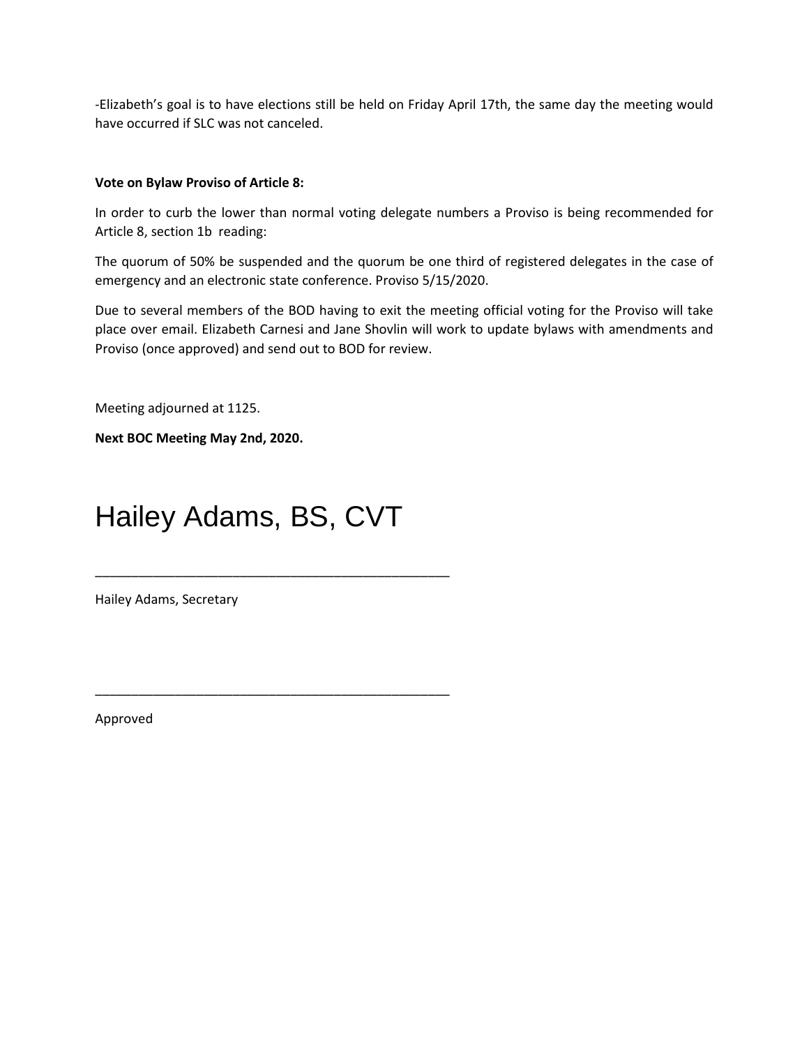-Elizabeth's goal is to have elections still be held on Friday April 17th, the same day the meeting would have occurred if SLC was not canceled.

**Vote on Bylaw Proviso of Article 8:**

In order to curb the lower than normal voting delegate numbers a Proviso is being recommended for Article 8, section 1b reading:

The quorum of 50% be suspended and the quorum be one third of registered delegates in the case of emergency and an electronic state conference. Proviso 5/15/2020.

Due to several members of the BOD having to exit the meeting official voting for the Proviso will take place over email. Elizabeth Carnesi and Jane Shovlin will work to update bylaws with amendments and Proviso (once approved) and send out to BOD for review.

Meeting adjourned at 1125.

**Next BOC Meeting May 2nd, 2020.**

Hailey Adams, BS, CVT

\_\_\_\_\_\_\_\_\_\_\_\_\_\_\_\_\_\_\_\_\_\_\_\_\_\_\_\_\_\_\_\_\_\_\_\_\_\_\_\_\_\_\_\_

Hailey Adams, Secretary

\_\_\_\_\_\_\_\_\_\_\_\_\_\_\_\_\_\_\_\_\_\_\_\_\_\_\_\_\_\_\_\_\_\_\_\_\_\_\_\_\_\_\_\_

Approved